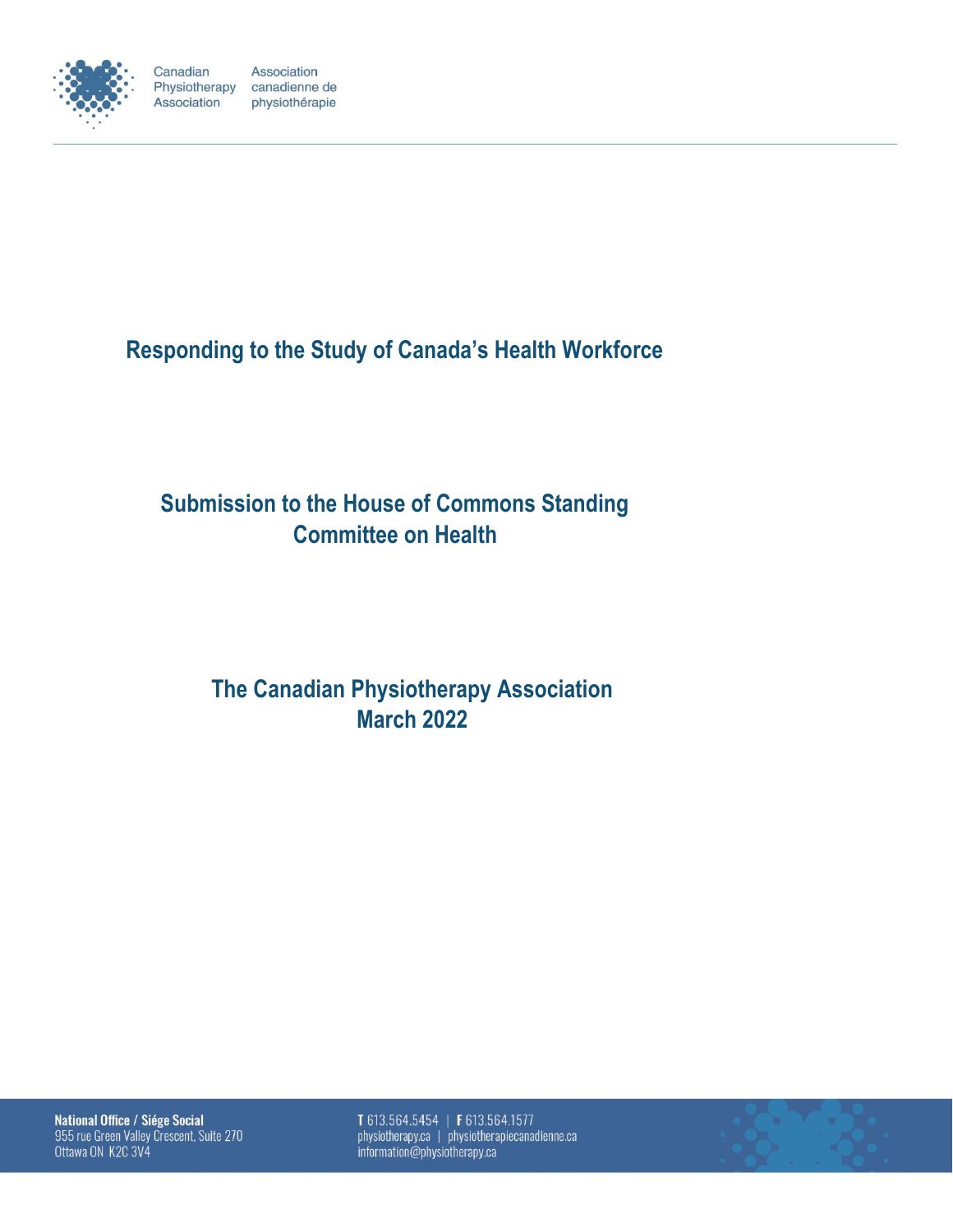Canadian Physiotherapy Association | Association canadienne de physiothérapie

# Responding to the Study of Canada's Health Workforce

## Submission to the House of Commons Standing Committee on Health

**The Canadian Physiotherapy Association**
**March 2022**

**National Office / Siége Social**
955 rue Green Valley Crescent, Suite 270
Ottawa ON K2C 3V4

**T** 613.564.5454 | **F** 613.564.1577
physiotherapy.ca | physiotherapiecanadienne.ca
information@physiotherapy.ca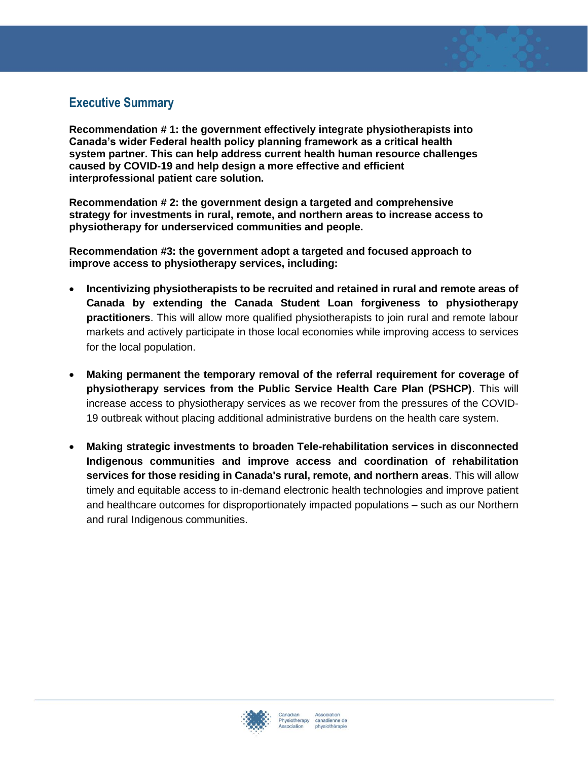## Executive Summary

**Recommendation # 1: the government effectively integrate physiotherapists into Canada's wider Federal health policy planning framework as a critical health system partner. This can help address current health human resource challenges caused by COVID-19 and help design a more effective and efficient interprofessional patient care solution.**

**Recommendation # 2: the government design a targeted and comprehensive strategy for investments in rural, remote, and northern areas to increase access to physiotherapy for underserviced communities and people.**

**Recommendation #3: the government adopt a targeted and focused approach to improve access to physiotherapy services, including:**

- **Incentivizing physiotherapists to be recruited and retained in rural and remote areas of Canada by extending the Canada Student Loan forgiveness to physiotherapy practitioners**. This will allow more qualified physiotherapists to join rural and remote labour markets and actively participate in those local economies while improving access to services for the local population.

- **Making permanent the temporary removal of the referral requirement for coverage of physiotherapy services from the Public Service Health Care Plan (PSHCP)**. This will increase access to physiotherapy services as we recover from the pressures of the COVID-19 outbreak without placing additional administrative burdens on the health care system.

- **Making strategic investments to broaden Tele-rehabilitation services in disconnected Indigenous communities and improve access and coordination of rehabilitation services for those residing in Canada's rural, remote, and northern areas**. This will allow timely and equitable access to in-demand electronic health technologies and improve patient and healthcare outcomes for disproportionately impacted populations – such as our Northern and rural Indigenous communities.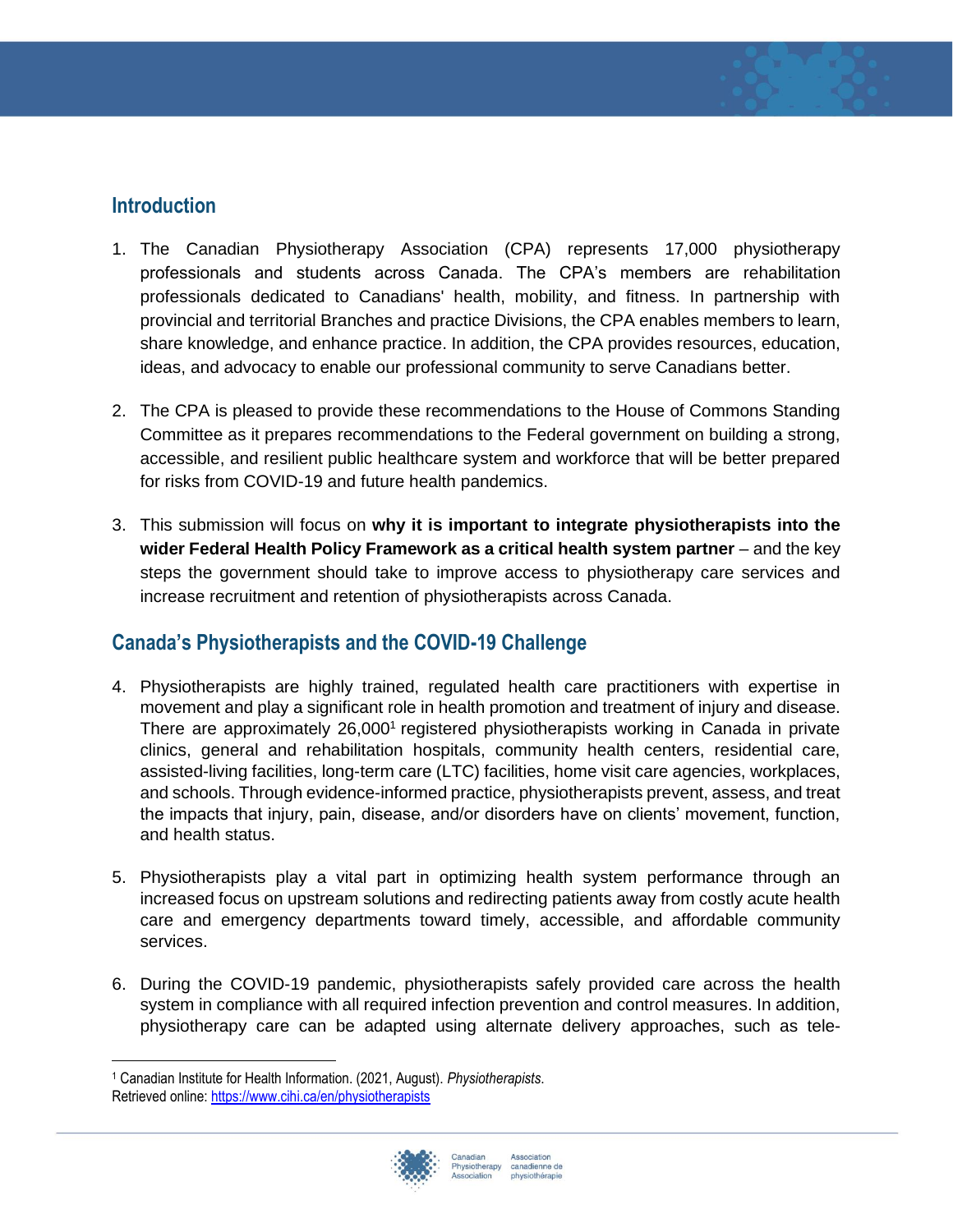## Introduction

1. The Canadian Physiotherapy Association (CPA) represents 17,000 physiotherapy professionals and students across Canada. The CPA's members are rehabilitation professionals dedicated to Canadians' health, mobility, and fitness. In partnership with provincial and territorial Branches and practice Divisions, the CPA enables members to learn, share knowledge, and enhance practice. In addition, the CPA provides resources, education, ideas, and advocacy to enable our professional community to serve Canadians better.

2. The CPA is pleased to provide these recommendations to the House of Commons Standing Committee as it prepares recommendations to the Federal government on building a strong, accessible, and resilient public healthcare system and workforce that will be better prepared for risks from COVID-19 and future health pandemics.

3. This submission will focus on **why it is important to integrate physiotherapists into the wider Federal Health Policy Framework as a critical health system partner** – and the key steps the government should take to improve access to physiotherapy care services and increase recruitment and retention of physiotherapists across Canada.

## Canada's Physiotherapists and the COVID-19 Challenge

4. Physiotherapists are highly trained, regulated health care practitioners with expertise in movement and play a significant role in health promotion and treatment of injury and disease. There are approximately 26,000[1] registered physiotherapists working in Canada in private clinics, general and rehabilitation hospitals, community health centers, residential care, assisted-living facilities, long-term care (LTC) facilities, home visit care agencies, workplaces, and schools. Through evidence-informed practice, physiotherapists prevent, assess, and treat the impacts that injury, pain, disease, and/or disorders have on clients' movement, function, and health status.

5. Physiotherapists play a vital part in optimizing health system performance through an increased focus on upstream solutions and redirecting patients away from costly acute health care and emergency departments toward timely, accessible, and affordable community services.

6. During the COVID-19 pandemic, physiotherapists safely provided care across the health system in compliance with all required infection prevention and control measures. In addition, physiotherapy care can be adapted using alternate delivery approaches, such as tele-

---

[1] Canadian Institute for Health Information. (2021, August). *Physiotherapists*. Retrieved online: https://www.cihi.ca/en/physiotherapists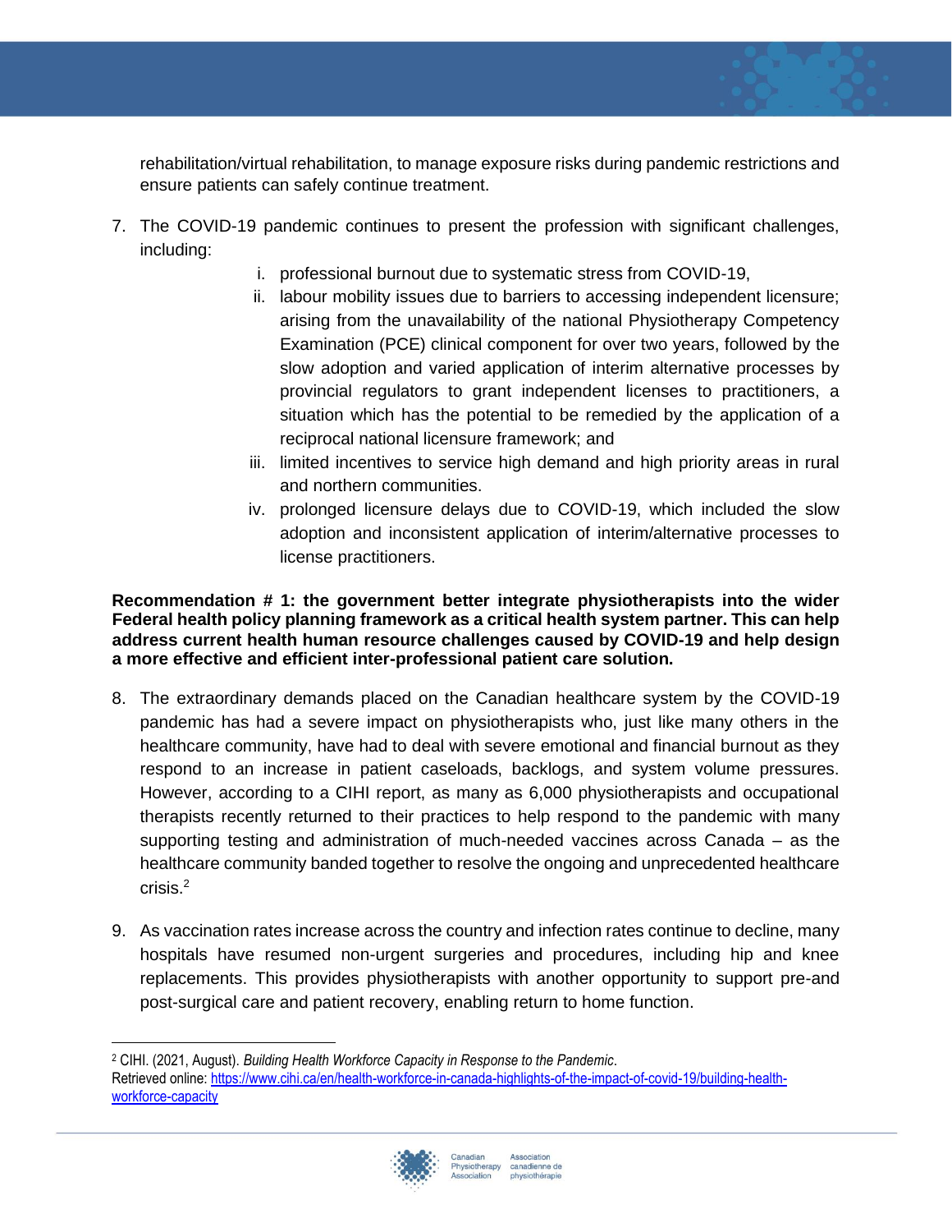rehabilitation/virtual rehabilitation, to manage exposure risks during pandemic restrictions and ensure patients can safely continue treatment.

7. The COVID-19 pandemic continues to present the profession with significant challenges, including:
   i. professional burnout due to systematic stress from COVID-19,
   ii. labour mobility issues due to barriers to accessing independent licensure; arising from the unavailability of the national Physiotherapy Competency Examination (PCE) clinical component for over two years, followed by the slow adoption and varied application of interim alternative processes by provincial regulators to grant independent licenses to practitioners, a situation which has the potential to be remedied by the application of a reciprocal national licensure framework; and
   iii. limited incentives to service high demand and high priority areas in rural and northern communities.
   iv. prolonged licensure delays due to COVID-19, which included the slow adoption and inconsistent application of interim/alternative processes to license practitioners.

**Recommendation # 1: the government better integrate physiotherapists into the wider Federal health policy planning framework as a critical health system partner. This can help address current health human resource challenges caused by COVID-19 and help design a more effective and efficient inter-professional patient care solution.**

8. The extraordinary demands placed on the Canadian healthcare system by the COVID-19 pandemic has had a severe impact on physiotherapists who, just like many others in the healthcare community, have had to deal with severe emotional and financial burnout as they respond to an increase in patient caseloads, backlogs, and system volume pressures. However, according to a CIHI report, as many as 6,000 physiotherapists and occupational therapists recently returned to their practices to help respond to the pandemic with many supporting testing and administration of much-needed vaccines across Canada – as the healthcare community banded together to resolve the ongoing and unprecedented healthcare crisis.[2]

9. As vaccination rates increase across the country and infection rates continue to decline, many hospitals have resumed non-urgent surgeries and procedures, including hip and knee replacements. This provides physiotherapists with another opportunity to support pre-and post-surgical care and patient recovery, enabling return to home function.

---

[2] CIHI. (2021, August). *Building Health Workforce Capacity in Response to the Pandemic*. Retrieved online: https://www.cihi.ca/en/health-workforce-in-canada-highlights-of-the-impact-of-covid-19/building-health-workforce-capacity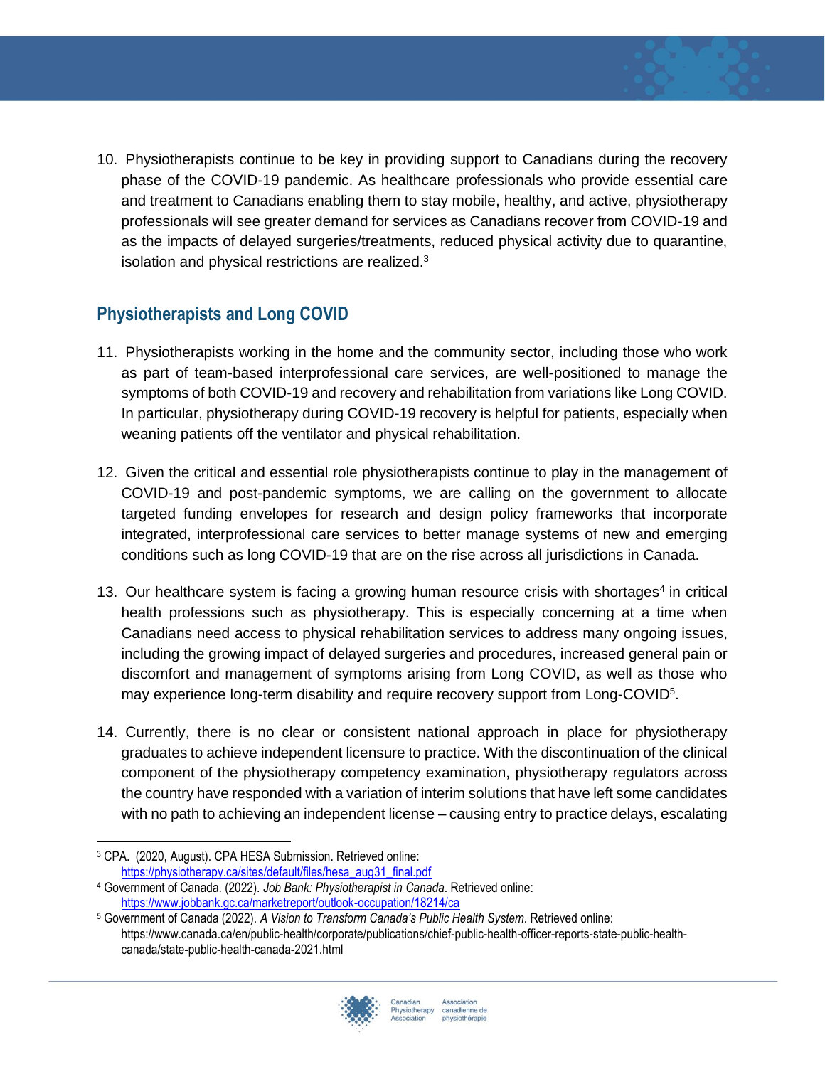10. Physiotherapists continue to be key in providing support to Canadians during the recovery phase of the COVID-19 pandemic. As healthcare professionals who provide essential care and treatment to Canadians enabling them to stay mobile, healthy, and active, physiotherapy professionals will see greater demand for services as Canadians recover from COVID-19 and as the impacts of delayed surgeries/treatments, reduced physical activity due to quarantine, isolation and physical restrictions are realized.[3]

## Physiotherapists and Long COVID

11. Physiotherapists working in the home and the community sector, including those who work as part of team-based interprofessional care services, are well-positioned to manage the symptoms of both COVID-19 and recovery and rehabilitation from variations like Long COVID. In particular, physiotherapy during COVID-19 recovery is helpful for patients, especially when weaning patients off the ventilator and physical rehabilitation.

12. Given the critical and essential role physiotherapists continue to play in the management of COVID-19 and post-pandemic symptoms, we are calling on the government to allocate targeted funding envelopes for research and design policy frameworks that incorporate integrated, interprofessional care services to better manage systems of new and emerging conditions such as long COVID-19 that are on the rise across all jurisdictions in Canada.

13. Our healthcare system is facing a growing human resource crisis with shortages[4] in critical health professions such as physiotherapy. This is especially concerning at a time when Canadians need access to physical rehabilitation services to address many ongoing issues, including the growing impact of delayed surgeries and procedures, increased general pain or discomfort and management of symptoms arising from Long COVID, as well as those who may experience long-term disability and require recovery support from Long-COVID[5].

14. Currently, there is no clear or consistent national approach in place for physiotherapy graduates to achieve independent licensure to practice. With the discontinuation of the clinical component of the physiotherapy competency examination, physiotherapy regulators across the country have responded with a variation of interim solutions that have left some candidates with no path to achieving an independent license – causing entry to practice delays, escalating

---

[3] CPA. (2020, August). CPA HESA Submission. Retrieved online: https://physiotherapy.ca/sites/default/files/hesa_aug31_final.pdf

[4] Government of Canada. (2022). *Job Bank: Physiotherapist in Canada*. Retrieved online: https://www.jobbank.gc.ca/marketreport/outlook-occupation/18214/ca

[5] Government of Canada (2022). *A Vision to Transform Canada's Public Health System*. Retrieved online: https://www.canada.ca/en/public-health/corporate/publications/chief-public-health-officer-reports-state-public-health-canada/state-public-health-canada-2021.html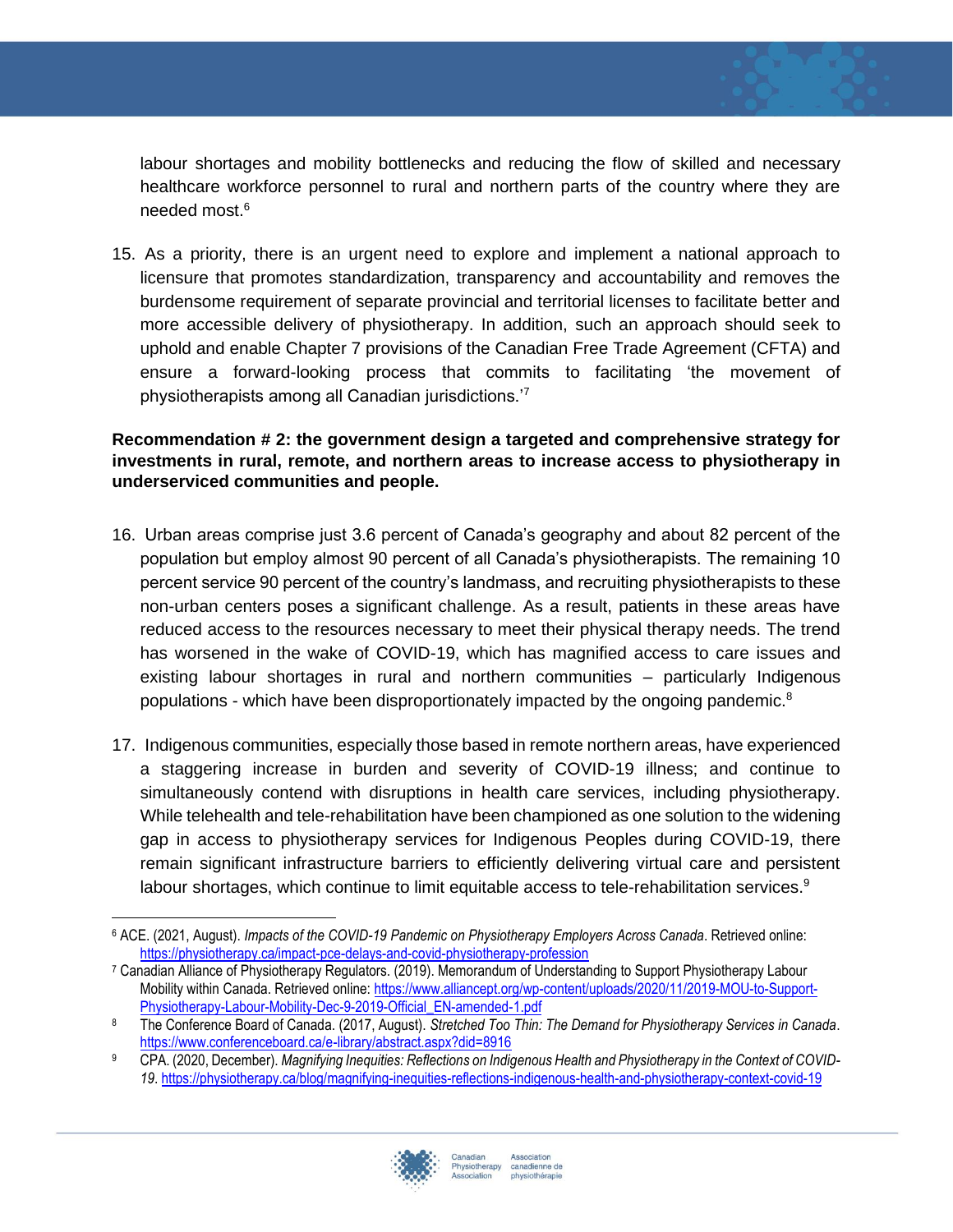labour shortages and mobility bottlenecks and reducing the flow of skilled and necessary healthcare workforce personnel to rural and northern parts of the country where they are needed most.[6]

15. As a priority, there is an urgent need to explore and implement a national approach to licensure that promotes standardization, transparency and accountability and removes the burdensome requirement of separate provincial and territorial licenses to facilitate better and more accessible delivery of physiotherapy. In addition, such an approach should seek to uphold and enable Chapter 7 provisions of the Canadian Free Trade Agreement (CFTA) and ensure a forward-looking process that commits to facilitating 'the movement of physiotherapists among all Canadian jurisdictions.'[7]

**Recommendation # 2: the government design a targeted and comprehensive strategy for investments in rural, remote, and northern areas to increase access to physiotherapy in underserviced communities and people.**

16. Urban areas comprise just 3.6 percent of Canada's geography and about 82 percent of the population but employ almost 90 percent of all Canada's physiotherapists. The remaining 10 percent service 90 percent of the country's landmass, and recruiting physiotherapists to these non-urban centers poses a significant challenge. As a result, patients in these areas have reduced access to the resources necessary to meet their physical therapy needs. The trend has worsened in the wake of COVID-19, which has magnified access to care issues and existing labour shortages in rural and northern communities – particularly Indigenous populations - which have been disproportionately impacted by the ongoing pandemic.[8]

17. Indigenous communities, especially those based in remote northern areas, have experienced a staggering increase in burden and severity of COVID-19 illness; and continue to simultaneously contend with disruptions in health care services, including physiotherapy. While telehealth and tele-rehabilitation have been championed as one solution to the widening gap in access to physiotherapy services for Indigenous Peoples during COVID-19, there remain significant infrastructure barriers to efficiently delivering virtual care and persistent labour shortages, which continue to limit equitable access to tele-rehabilitation services.[9]

---

[6] ACE. (2021, August). *Impacts of the COVID-19 Pandemic on Physiotherapy Employers Across Canada*. Retrieved online: https://physiotherapy.ca/impact-pce-delays-and-covid-physiotherapy-profession

[7] Canadian Alliance of Physiotherapy Regulators. (2019). Memorandum of Understanding to Support Physiotherapy Labour Mobility within Canada. Retrieved online: https://www.alliancept.org/wp-content/uploads/2020/11/2019-MOU-to-Support-Physiotherapy-Labour-Mobility-Dec-9-2019-Official_EN-amended-1.pdf

[8] The Conference Board of Canada. (2017, August). *Stretched Too Thin: The Demand for Physiotherapy Services in Canada*. https://www.conferenceboard.ca/e-library/abstract.aspx?did=8916

[9] CPA. (2020, December). *Magnifying Inequities: Reflections on Indigenous Health and Physiotherapy in the Context of COVID-19*. https://physiotherapy.ca/blog/magnifying-inequities-reflections-indigenous-health-and-physiotherapy-context-covid-19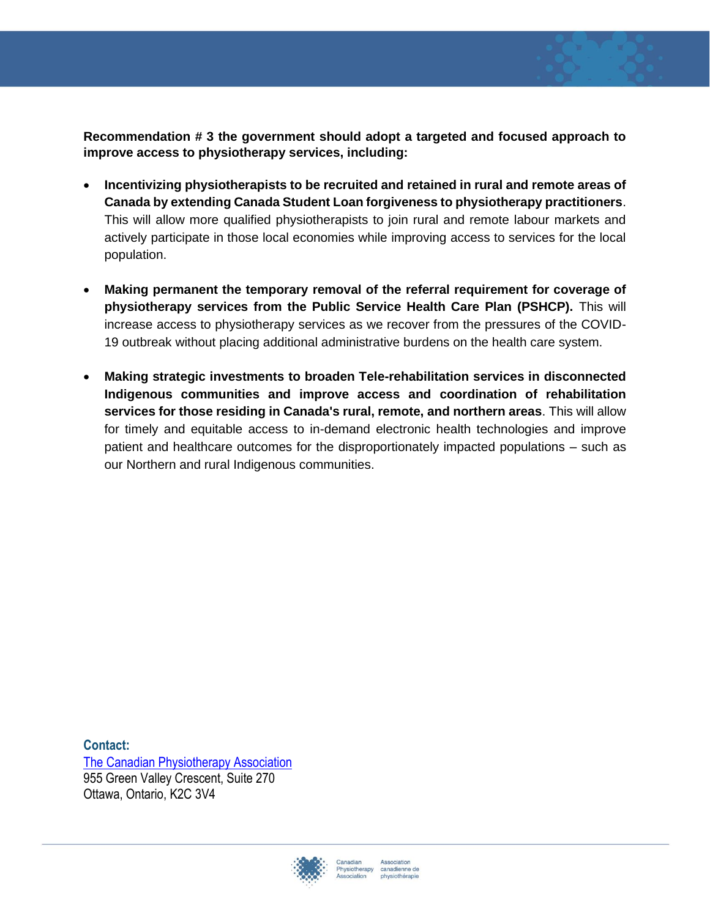**Recommendation # 3 the government should adopt a targeted and focused approach to improve access to physiotherapy services, including:**

- **Incentivizing physiotherapists to be recruited and retained in rural and remote areas of Canada by extending Canada Student Loan forgiveness to physiotherapy practitioners**. This will allow more qualified physiotherapists to join rural and remote labour markets and actively participate in those local economies while improving access to services for the local population.

- **Making permanent the temporary removal of the referral requirement for coverage of physiotherapy services from the Public Service Health Care Plan (PSHCP).** This will increase access to physiotherapy services as we recover from the pressures of the COVID-19 outbreak without placing additional administrative burdens on the health care system.

- **Making strategic investments to broaden Tele-rehabilitation services in disconnected Indigenous communities and improve access and coordination of rehabilitation services for those residing in Canada's rural, remote, and northern areas**. This will allow for timely and equitable access to in-demand electronic health technologies and improve patient and healthcare outcomes for the disproportionately impacted populations – such as our Northern and rural Indigenous communities.

**Contact:**
The Canadian Physiotherapy Association
955 Green Valley Crescent, Suite 270
Ottawa, Ontario, K2C 3V4